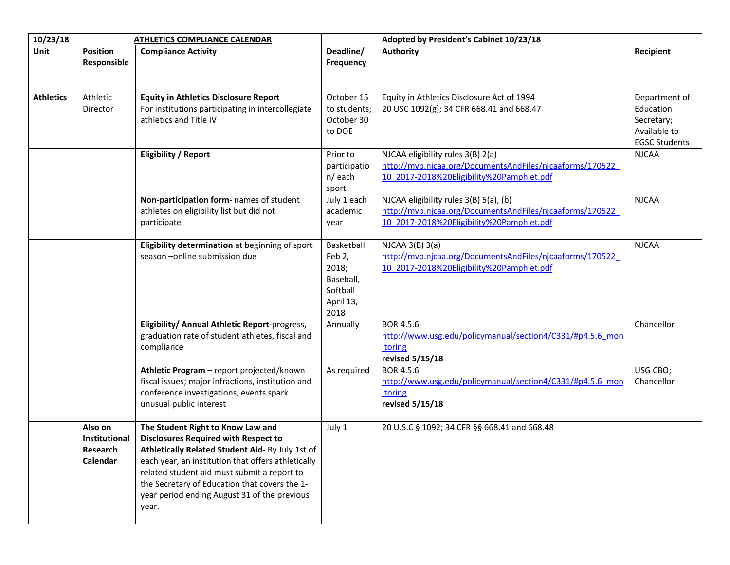| 10/23/18 | | ATHLETICS COMPLIANCE CALENDAR | | Adopted by President's Cabinet 10/23/18 | |
|---|---|---|---|---|---|
| **Unit** | **Position Responsible** | **Compliance Activity** | **Deadline/ Frequency** | **Authority** | **Recipient** |
| | | | | | |
| | | | | | |
| **Athletics** | Athletic Director | **Equity in Athletics Disclosure Report** For institutions participating in intercollegiate athletics and Title IV | October 15 to students; October 30 to DOE | Equity in Athletics Disclosure Act of 1994 20 USC 1092(g); 34 CFR 668.41 and 668.47 | Department of Education Secretary; Available to EGSC Students |
| | | **Eligibility / Report** | Prior to participation/ each sport | NJCAA eligibility rules 3(B) 2(a) http://mvp.njcaa.org/DocumentsAndFiles/njcaaforms/170522_10_2017-2018%20Eligibility%20Pamphlet.pdf | NJCAA |
| | | **Non-participation form**- names of student athletes on eligibility list but did not participate | July 1 each academic year | NJCAA eligibility rules 3(B) 5(a), (b) http://mvp.njcaa.org/DocumentsAndFiles/njcaaforms/170522_10_2017-2018%20Eligibility%20Pamphlet.pdf | NJCAA |
| | | **Eligibility determination** at beginning of sport season –online submission due | Basketball Feb 2, 2018; Baseball, Softball April 13, 2018 | NJCAA 3(B) 3(a) http://mvp.njcaa.org/DocumentsAndFiles/njcaaforms/170522_10_2017-2018%20Eligibility%20Pamphlet.pdf | NJCAA |
| | | **Eligibility/ Annual Athletic Report**-progress, graduation rate of student athletes, fiscal and compliance | Annually | BOR 4.5.6 http://www.usg.edu/policymanual/section4/C331/#p4.5.6_monitoring **revised 5/15/18** | Chancellor |
| | | **Athletic Program** – report projected/known fiscal issues; major infractions, institution and conference investigations, events spark unusual public interest | As required | BOR 4.5.6 http://www.usg.edu/policymanual/section4/C331/#p4.5.6_monitoring **revised 5/15/18** | USG CBO; Chancellor |
| | | | | | |
| | **Also on Institutional Research Calendar** | **The Student Right to Know Law and Disclosures Required with Respect to Athletically Related Student Aid-** By July 1st of each year, an institution that offers athletically related student aid must submit a report to the Secretary of Education that covers the 1-year period ending August 31 of the previous year. | July 1 | 20 U.S.C § 1092; 34 CFR §§ 668.41 and 668.48 | |
| | | | | | |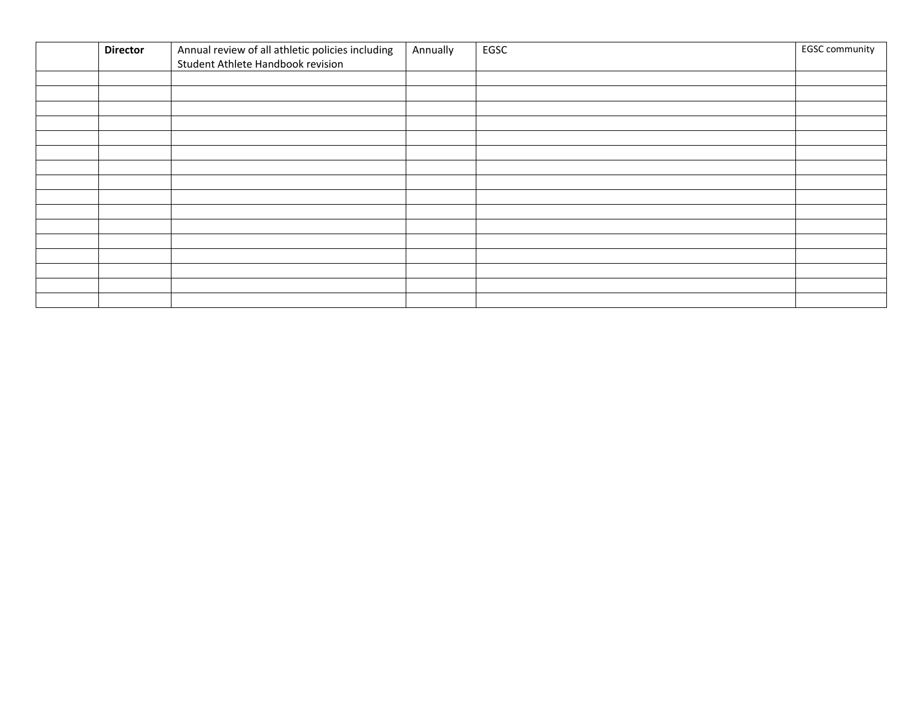| | | | | | |
|---|---|---|---|---|---|
| | **Director** | Annual review of all athletic policies including Student Athlete Handbook revision | Annually | EGSC | EGSC community |
| | | | | | |
| | | | | | |
| | | | | | |
| | | | | | |
| | | | | | |
| | | | | | |
| | | | | | |
| | | | | | |
| | | | | | |
| | | | | | |
| | | | | | |
| | | | | | |
| | | | | | |
| | | | | | |
| | | | | | |
| | | | | | |